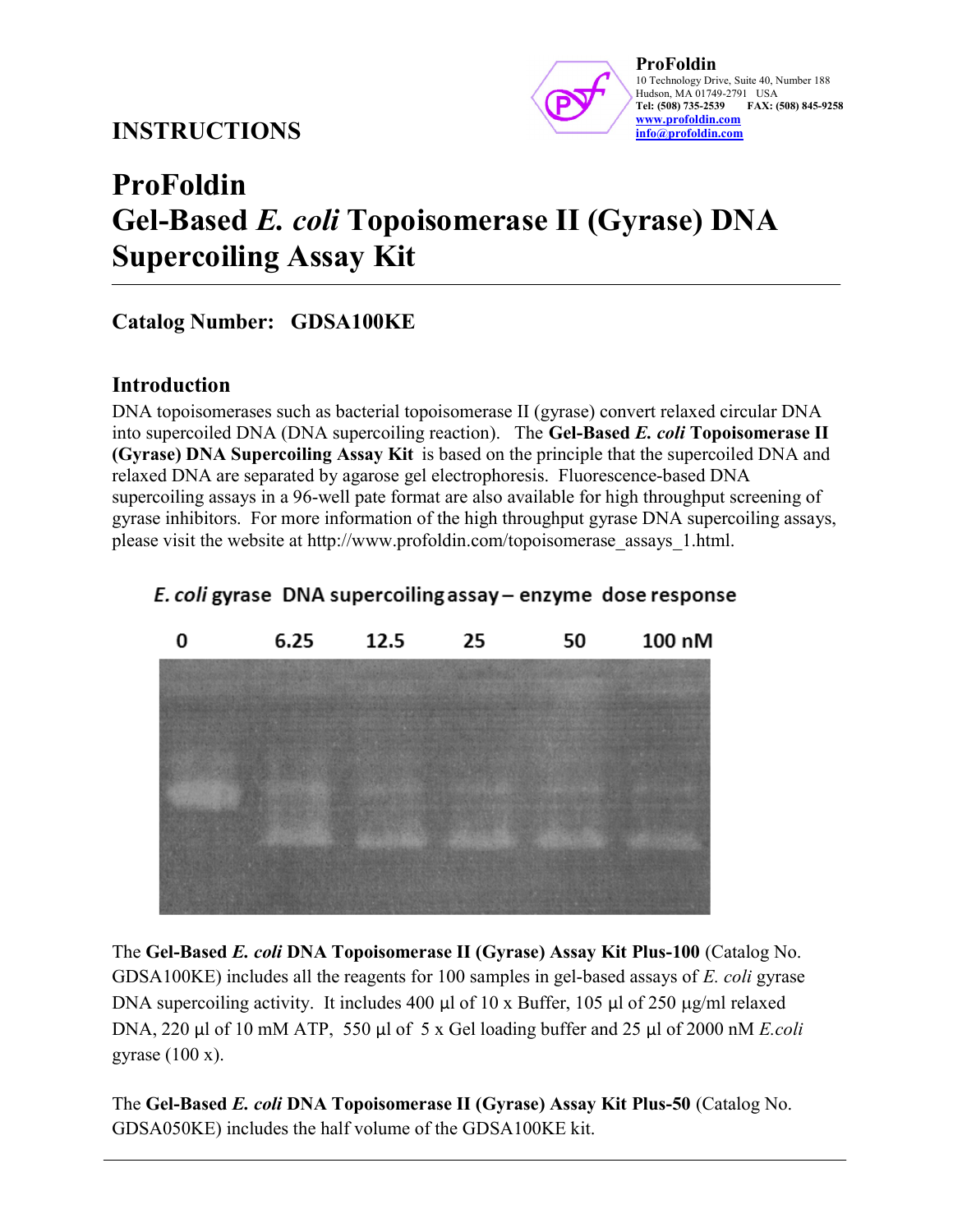**ProFoldin**
10 Technology Drive, Suite 40, Number 188
Hudson, MA 01749-2791 USA
**Tel: (508) 735-2539 FAX: (508) 845-9258**
**www.profoldin.com**
**info@profoldin.com**

## INSTRUCTIONS

# ProFoldin Gel-Based *E. coli* Topoisomerase II (Gyrase) DNA Supercoiling Assay Kit

### Catalog Number: GDSA100KE

### Introduction

DNA topoisomerases such as bacterial topoisomerase II (gyrase) convert relaxed circular DNA into supercoiled DNA (DNA supercoiling reaction). The **Gel-Based *E. coli* Topoisomerase II (Gyrase) DNA Supercoiling Assay Kit** is based on the principle that the supercoiled DNA and relaxed DNA are separated by agarose gel electrophoresis. Fluorescence-based DNA supercoiling assays in a 96-well pate format are also available for high throughput screening of gyrase inhibitors. For more information of the high throughput gyrase DNA supercoiling assays, please visit the website at http://www.profoldin.com/topoisomerase_assays_1.html.

*E. coli* gyrase DNA supercoiling assay – enzyme dose response

0 6.25 12.5 25 50 100 nM

The **Gel-Based *E. coli* DNA Topoisomerase II (Gyrase) Assay Kit Plus-100** (Catalog No. GDSA100KE) includes all the reagents for 100 samples in gel-based assays of *E. coli* gyrase DNA supercoiling activity. It includes 400 µl of 10 x Buffer, 105 µl of 250 µg/ml relaxed DNA, 220 µl of 10 mM ATP, 550 µl of 5 x Gel loading buffer and 25 µl of 2000 nM *E.coli* gyrase (100 x).

The **Gel-Based *E. coli* DNA Topoisomerase II (Gyrase) Assay Kit Plus-50** (Catalog No. GDSA050KE) includes the half volume of the GDSA100KE kit.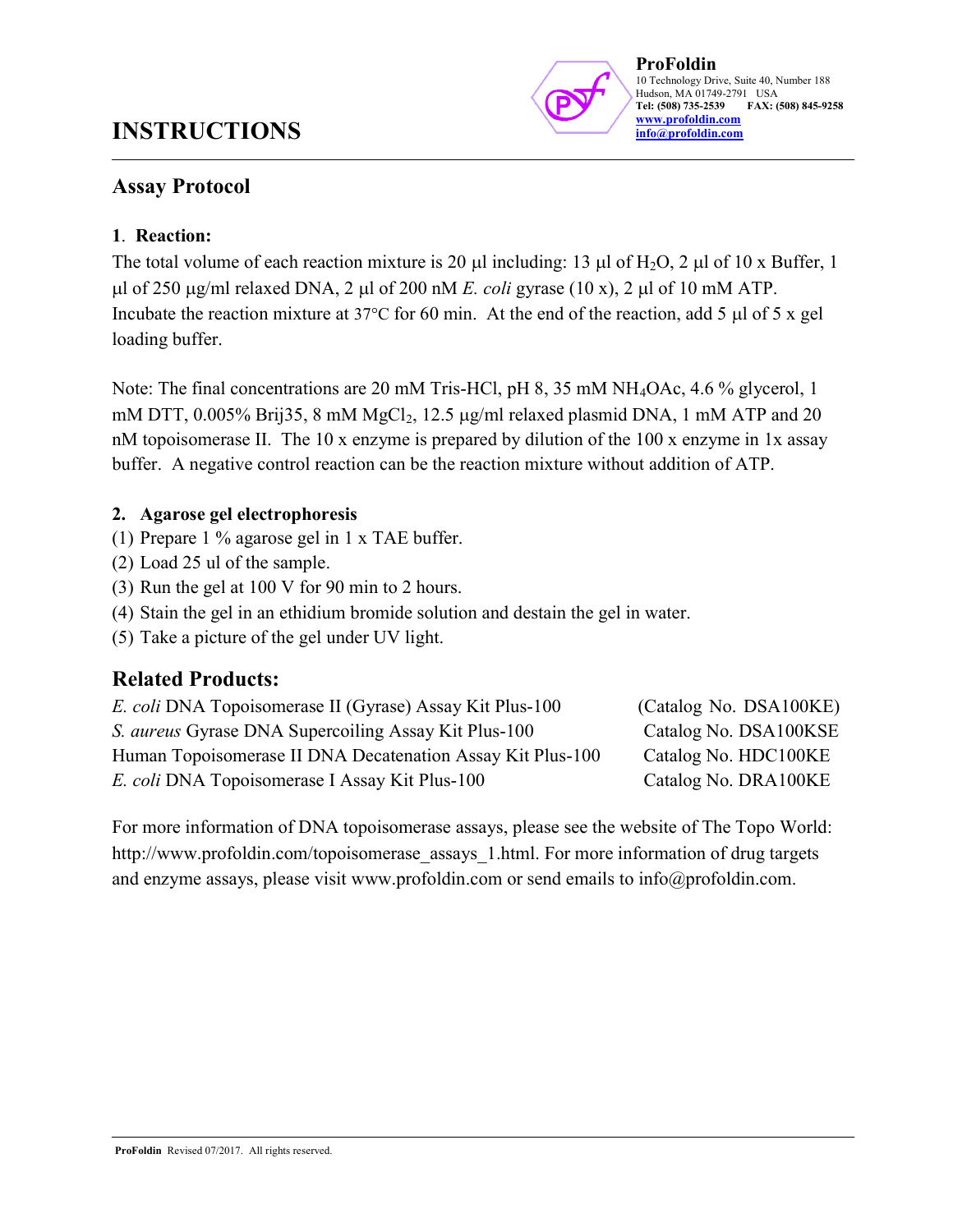**ProFoldin**
10 Technology Drive, Suite 40, Number 188
Hudson, MA 01749-2791 USA
**Tel: (508) 735-2539 FAX: (508) 845-9258**
www.profoldin.com
info@profoldin.com

# INSTRUCTIONS

## Assay Protocol

### 1. Reaction:

The total volume of each reaction mixture is 20 μl including: 13 μl of $H_2O$, 2 μl of 10 x Buffer, 1 μl of 250 μg/ml relaxed DNA, 2 μl of 200 nM *E. coli* gyrase (10 x), 2 μl of 10 mM ATP. Incubate the reaction mixture at 37°C for 60 min. At the end of the reaction, add 5 μl of 5 x gel loading buffer.

Note: The final concentrations are 20 mM Tris-HCl, pH 8, 35 mM $NH_4OAc$, 4.6 % glycerol, 1 mM DTT, 0.005% Brij35, 8 mM $MgCl_2$, 12.5 μg/ml relaxed plasmid DNA, 1 mM ATP and 20 nM topoisomerase II. The 10 x enzyme is prepared by dilution of the 100 x enzyme in 1x assay buffer. A negative control reaction can be the reaction mixture without addition of ATP.

### 2. Agarose gel electrophoresis

(1) Prepare 1 % agarose gel in 1 x TAE buffer.
(2) Load 25 ul of the sample.
(3) Run the gel at 100 V for 90 min to 2 hours.
(4) Stain the gel in an ethidium bromide solution and destain the gel in water.
(5) Take a picture of the gel under UV light.

## Related Products:

| | |
|---|---|
| *E. coli* DNA Topoisomerase II (Gyrase) Assay Kit Plus-100 | (Catalog No. DSA100KE) |
| *S. aureus* Gyrase DNA Supercoiling Assay Kit Plus-100 | Catalog No. DSA100KSE |
| Human Topoisomerase II DNA Decatenation Assay Kit Plus-100 | Catalog No. HDC100KE |
| *E. coli* DNA Topoisomerase I Assay Kit Plus-100 | Catalog No. DRA100KE |

For more information of DNA topoisomerase assays, please see the website of The Topo World: http://www.profoldin.com/topoisomerase_assays_1.html. For more information of drug targets and enzyme assays, please visit www.profoldin.com or send emails to info@profoldin.com.

**ProFoldin** Revised 07/2017. All rights reserved.